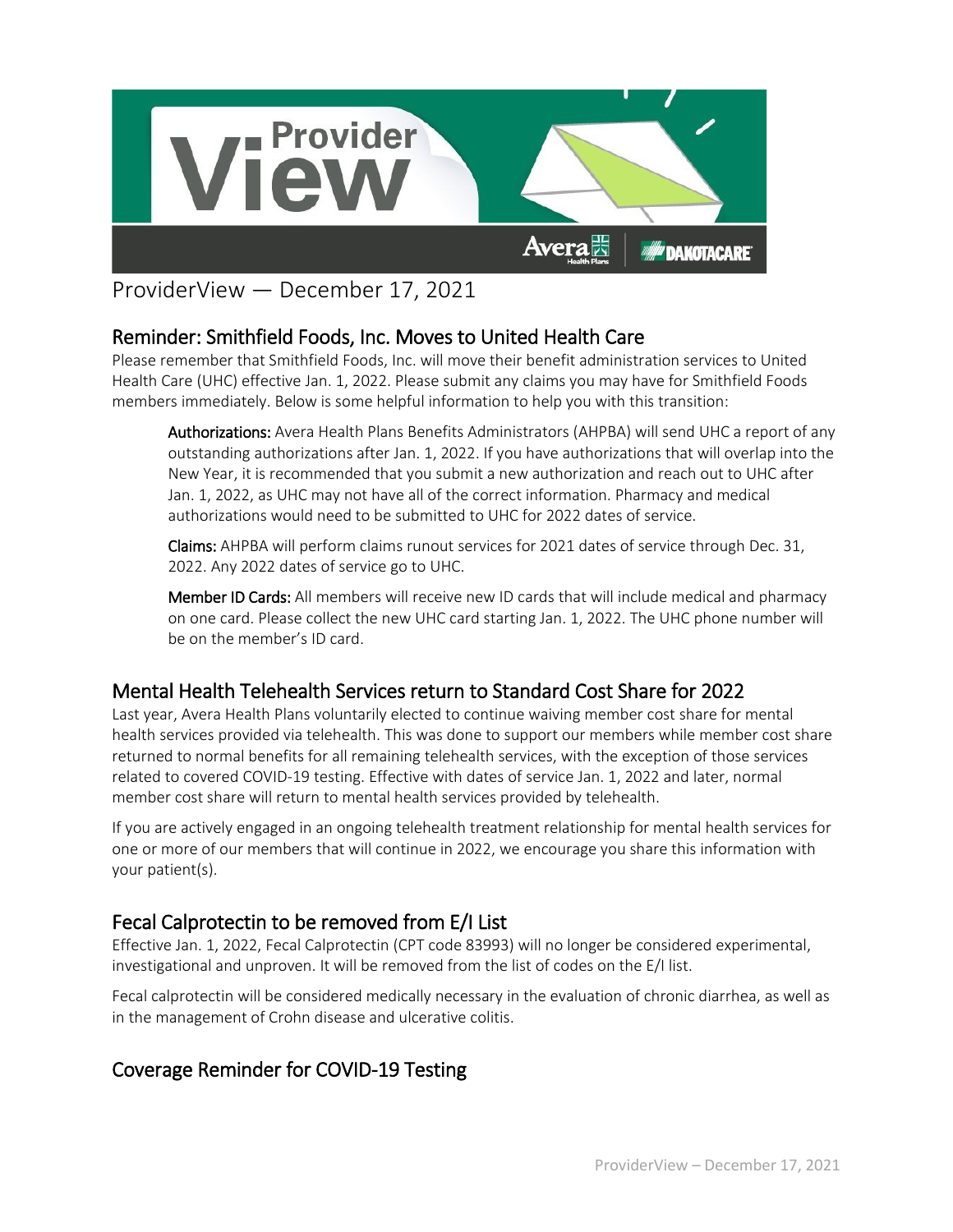# ProviderView — December 17, 2021

## Reminder: Smithfield Foods, Inc. Moves to United Health Care

Please remember that Smithfield Foods, Inc. will move their benefit administration services to United Health Care (UHC) effective Jan. 1, 2022. Please submit any claims you may have for Smithfield Foods members immediately. Below is some helpful information to help you with this transition:

**Authorizations:** Avera Health Plans Benefits Administrators (AHPBA) will send UHC a report of any outstanding authorizations after Jan. 1, 2022. If you have authorizations that will overlap into the New Year, it is recommended that you submit a new authorization and reach out to UHC after Jan. 1, 2022, as UHC may not have all of the correct information. Pharmacy and medical authorizations would need to be submitted to UHC for 2022 dates of service.

**Claims:** AHPBA will perform claims runout services for 2021 dates of service through Dec. 31, 2022. Any 2022 dates of service go to UHC.

**Member ID Cards:** All members will receive new ID cards that will include medical and pharmacy on one card. Please collect the new UHC card starting Jan. 1, 2022. The UHC phone number will be on the member's ID card.

## Mental Health Telehealth Services return to Standard Cost Share for 2022

Last year, Avera Health Plans voluntarily elected to continue waiving member cost share for mental health services provided via telehealth. This was done to support our members while member cost share returned to normal benefits for all remaining telehealth services, with the exception of those services related to covered COVID-19 testing. Effective with dates of service Jan. 1, 2022 and later, normal member cost share will return to mental health services provided by telehealth.

If you are actively engaged in an ongoing telehealth treatment relationship for mental health services for one or more of our members that will continue in 2022, we encourage you share this information with your patient(s).

## Fecal Calprotectin to be removed from E/I List

Effective Jan. 1, 2022, Fecal Calprotectin (CPT code 83993) will no longer be considered experimental, investigational and unproven. It will be removed from the list of codes on the E/I list.

Fecal calprotectin will be considered medically necessary in the evaluation of chronic diarrhea, as well as in the management of Crohn disease and ulcerative colitis.

## Coverage Reminder for COVID-19 Testing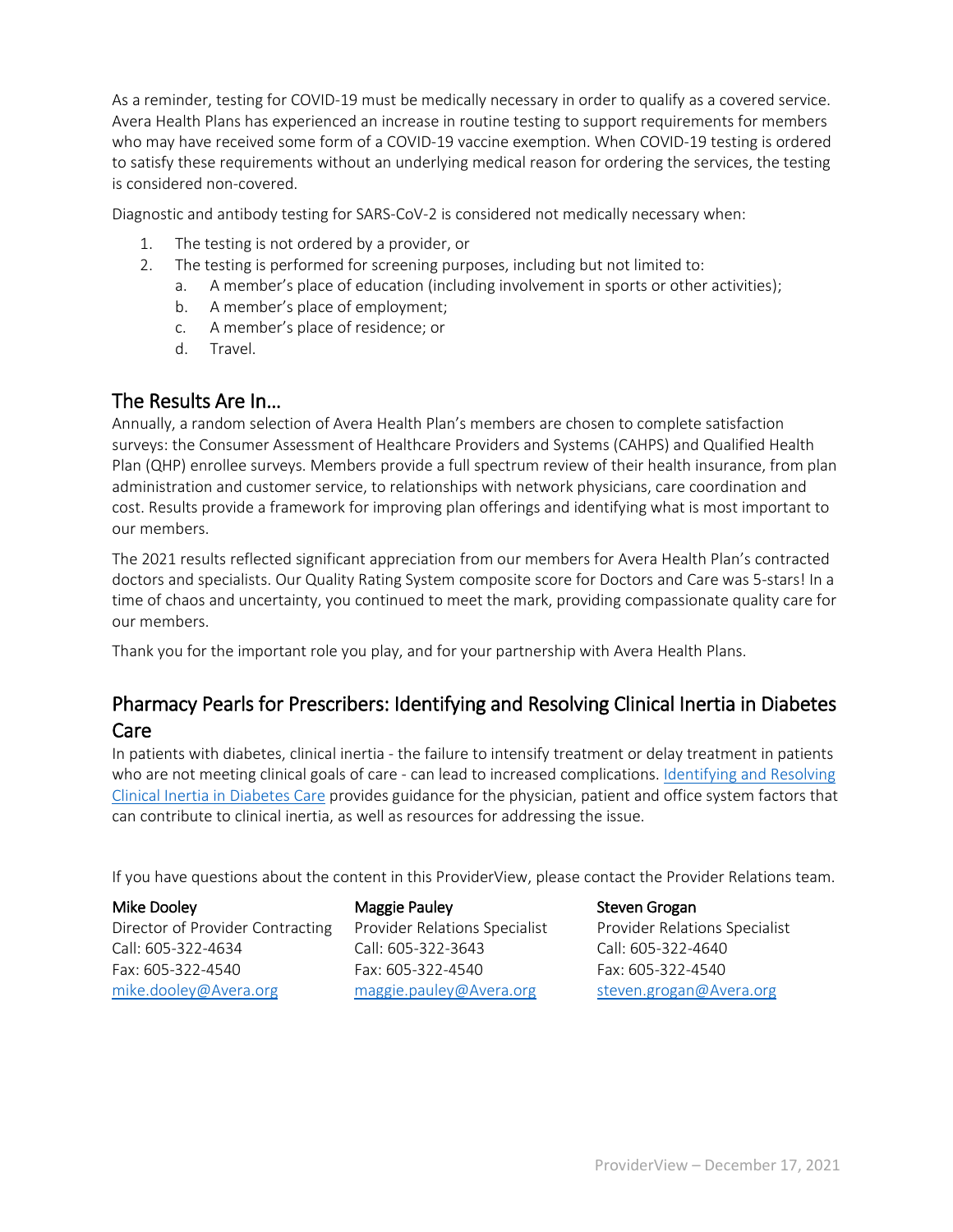As a reminder, testing for COVID-19 must be medically necessary in order to qualify as a covered service. Avera Health Plans has experienced an increase in routine testing to support requirements for members who may have received some form of a COVID-19 vaccine exemption. When COVID-19 testing is ordered to satisfy these requirements without an underlying medical reason for ordering the services, the testing is considered non-covered.

Diagnostic and antibody testing for SARS-CoV-2 is considered not medically necessary when:

1. The testing is not ordered by a provider, or
2. The testing is performed for screening purposes, including but not limited to:
    a. A member's place of education (including involvement in sports or other activities);
    b. A member's place of employment;
    c. A member's place of residence; or
    d. Travel.

## The Results Are In…

Annually, a random selection of Avera Health Plan's members are chosen to complete satisfaction surveys: the Consumer Assessment of Healthcare Providers and Systems (CAHPS) and Qualified Health Plan (QHP) enrollee surveys. Members provide a full spectrum review of their health insurance, from plan administration and customer service, to relationships with network physicians, care coordination and cost. Results provide a framework for improving plan offerings and identifying what is most important to our members.

The 2021 results reflected significant appreciation from our members for Avera Health Plan's contracted doctors and specialists. Our Quality Rating System composite score for Doctors and Care was 5-stars! In a time of chaos and uncertainty, you continued to meet the mark, providing compassionate quality care for our members.

Thank you for the important role you play, and for your partnership with Avera Health Plans.

## Pharmacy Pearls for Prescribers: Identifying and Resolving Clinical Inertia in Diabetes Care

In patients with diabetes, clinical inertia - the failure to intensify treatment or delay treatment in patients who are not meeting clinical goals of care - can lead to increased complications. Identifying and Resolving Clinical Inertia in Diabetes Care provides guidance for the physician, patient and office system factors that can contribute to clinical inertia, as well as resources for addressing the issue.

If you have questions about the content in this ProviderView, please contact the Provider Relations team.

**Mike Dooley**
Director of Provider Contracting
Call: 605-322-4634
Fax: 605-322-4540
mike.dooley@Avera.org

**Maggie Pauley**
Provider Relations Specialist
Call: 605-322-3643
Fax: 605-322-4540
maggie.pauley@Avera.org

**Steven Grogan**
Provider Relations Specialist
Call: 605-322-4640
Fax: 605-322-4540
steven.grogan@Avera.org